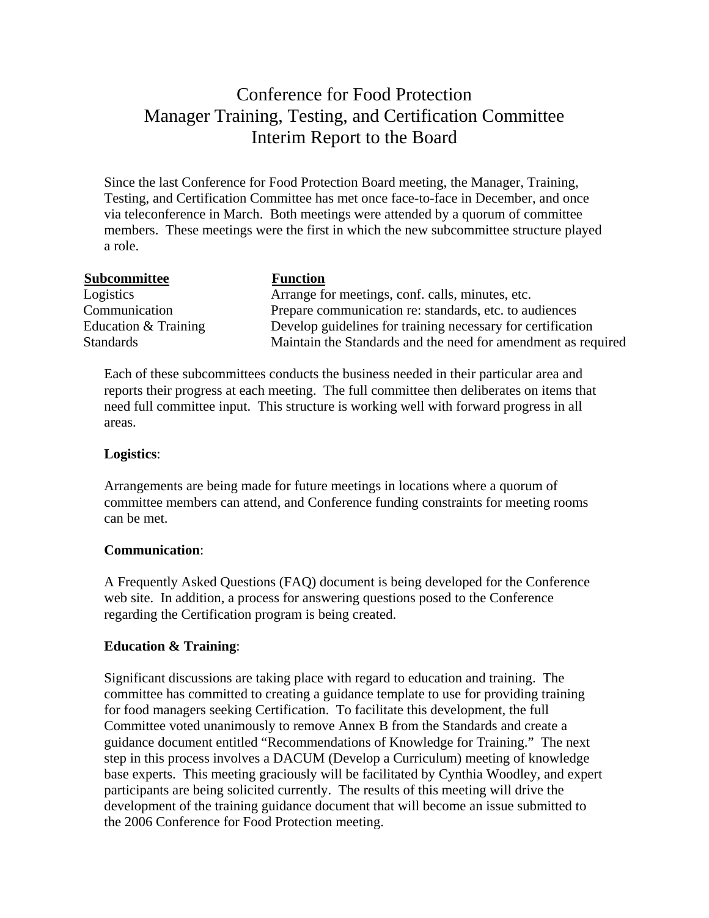# Conference for Food Protection
# Manager Training, Testing, and Certification Committee
# Interim Report to the Board

Since the last Conference for Food Protection Board meeting, the Manager, Training, Testing, and Certification Committee has met once face-to-face in December, and once via teleconference in March. Both meetings were attended by a quorum of committee members. These meetings were the first in which the new subcommittee structure played a role.

| Subcommittee | Function |
|---|---|
| Logistics | Arrange for meetings, conf. calls, minutes, etc. |
| Communication | Prepare communication re: standards, etc. to audiences |
| Education & Training | Develop guidelines for training necessary for certification |
| Standards | Maintain the Standards and the need for amendment as required |

Each of these subcommittees conducts the business needed in their particular area and reports their progress at each meeting. The full committee then deliberates on items that need full committee input. This structure is working well with forward progress in all areas.

**Logistics**:

Arrangements are being made for future meetings in locations where a quorum of committee members can attend, and Conference funding constraints for meeting rooms can be met.

**Communication**:

A Frequently Asked Questions (FAQ) document is being developed for the Conference web site. In addition, a process for answering questions posed to the Conference regarding the Certification program is being created.

**Education & Training**:

Significant discussions are taking place with regard to education and training. The committee has committed to creating a guidance template to use for providing training for food managers seeking Certification. To facilitate this development, the full Committee voted unanimously to remove Annex B from the Standards and create a guidance document entitled "Recommendations of Knowledge for Training." The next step in this process involves a DACUM (Develop a Curriculum) meeting of knowledge base experts. This meeting graciously will be facilitated by Cynthia Woodley, and expert participants are being solicited currently. The results of this meeting will drive the development of the training guidance document that will become an issue submitted to the 2006 Conference for Food Protection meeting.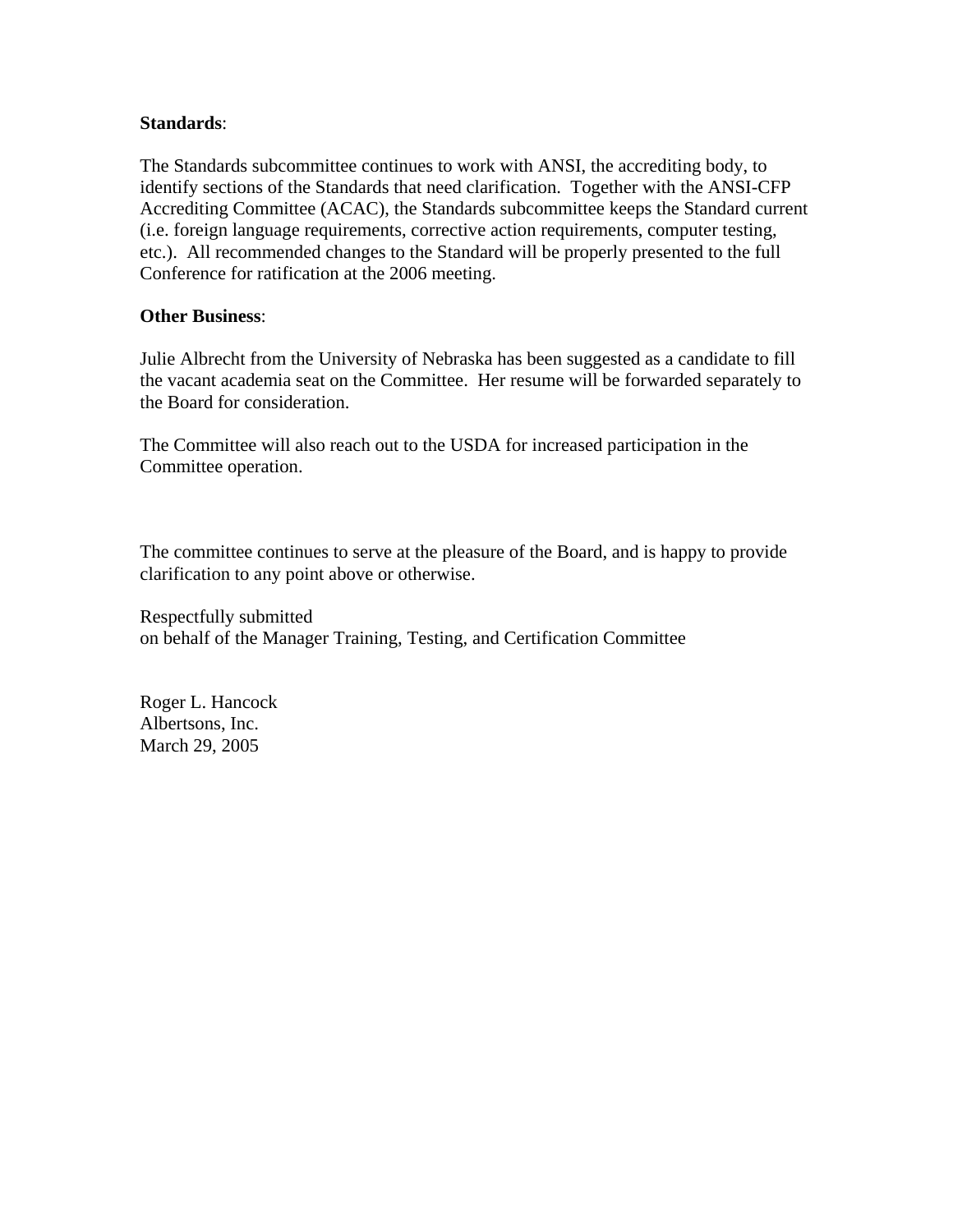**Standards**:

The Standards subcommittee continues to work with ANSI, the accrediting body, to identify sections of the Standards that need clarification. Together with the ANSI-CFP Accrediting Committee (ACAC), the Standards subcommittee keeps the Standard current (i.e. foreign language requirements, corrective action requirements, computer testing, etc.). All recommended changes to the Standard will be properly presented to the full Conference for ratification at the 2006 meeting.

**Other Business**:

Julie Albrecht from the University of Nebraska has been suggested as a candidate to fill the vacant academia seat on the Committee. Her resume will be forwarded separately to the Board for consideration.

The Committee will also reach out to the USDA for increased participation in the Committee operation.

The committee continues to serve at the pleasure of the Board, and is happy to provide clarification to any point above or otherwise.

Respectfully submitted
on behalf of the Manager Training, Testing, and Certification Committee

Roger L. Hancock
Albertsons, Inc.
March 29, 2005